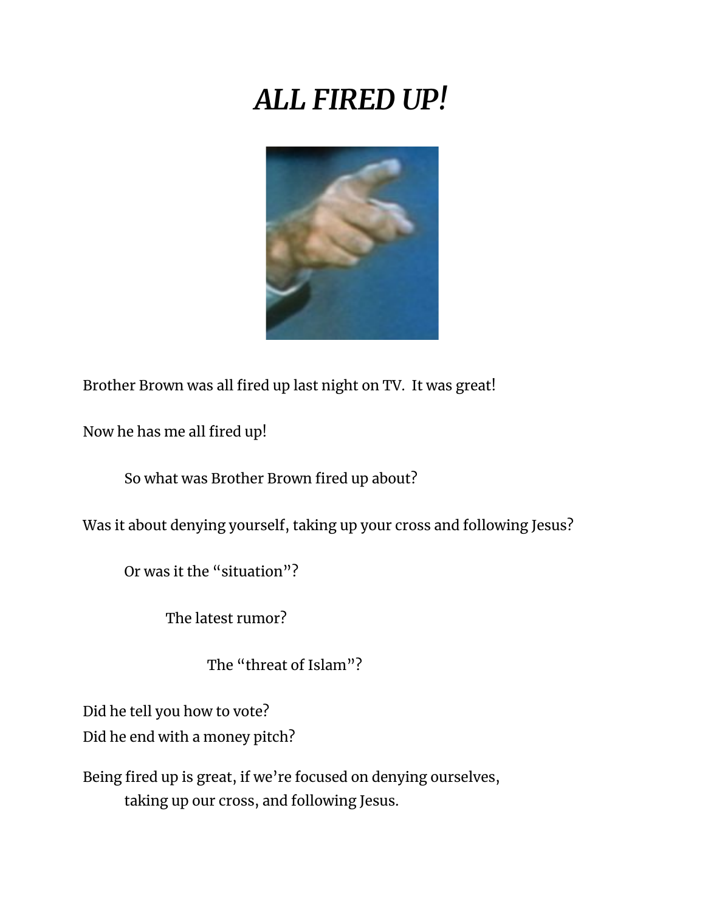# *ALL FIRED UP!*

Brother Brown was all fired up last night on TV. It was great!

Now he has me all fired up!

So what was Brother Brown fired up about?

Was it about denying yourself, taking up your cross and following Jesus?

Or was it the "situation"?

The latest rumor?

The "threat of Islam"?

Did he tell you how to vote?
Did he end with a money pitch?

Being fired up is great, if we're focused on denying ourselves,
taking up our cross, and following Jesus.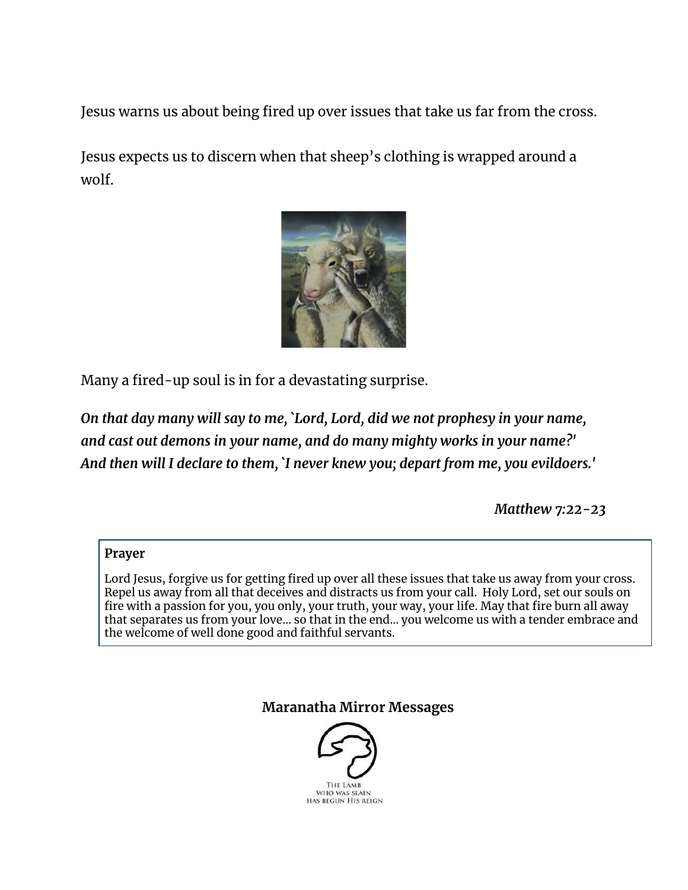Jesus warns us about being fired up over issues that take us far from the cross.

Jesus expects us to discern when that sheep's clothing is wrapped around a wolf.

Many a fired-up soul is in for a devastating surprise.

***On that day many will say to me, `Lord, Lord, did we not prophesy in your name, and cast out demons in your name, and do many mighty works in your name?' And then will I declare to them, `I never knew you; depart from me, you evildoers.'***

*Matthew 7:22-23*

**Prayer**

Lord Jesus, forgive us for getting fired up over all these issues that take us away from your cross. Repel us away from all that deceives and distracts us from your call. Holy Lord, set our souls on fire with a passion for you, you only, your truth, your way, your life. May that fire burn all away that separates us from your love... so that in the end... you welcome us with a tender embrace and the welcome of well done good and faithful servants.

**Maranatha Mirror Messages**

The Lamb
who was slain
has begun His reign